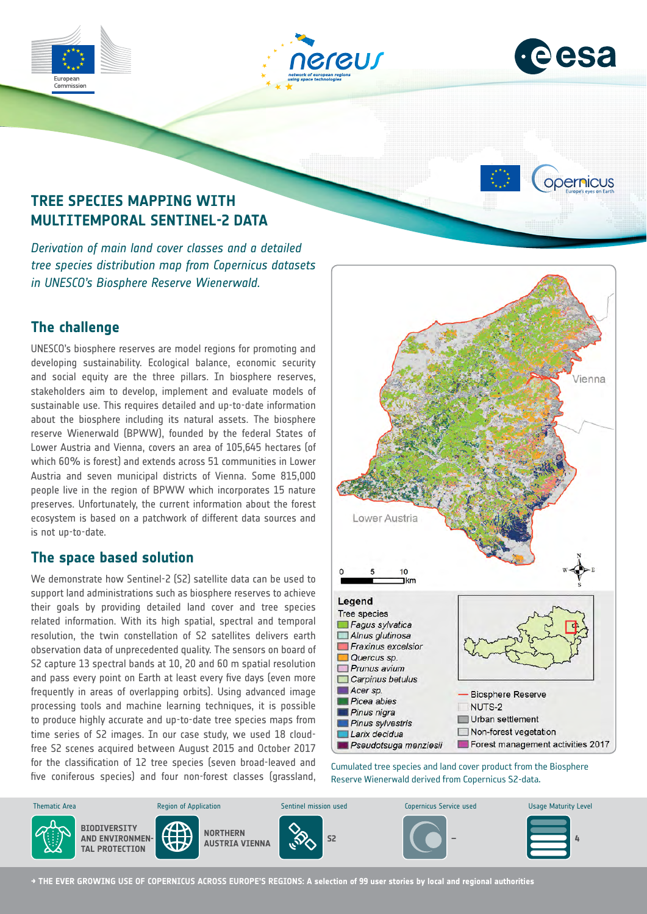# TREE SPECIES MAPPING WITH MULTITEMPORAL SENTINEL-2 DATA

*Derivation of main land cover classes and a detailed tree species distribution map from Copernicus datasets in UNESCO's Biosphere Reserve Wienerwald.*

## The challenge

UNESCO's biosphere reserves are model regions for promoting and developing sustainability. Ecological balance, economic security and social equity are the three pillars. In biosphere reserves, stakeholders aim to develop, implement and evaluate models of sustainable use. This requires detailed and up-to-date information about the biosphere including its natural assets. The biosphere reserve Wienerwald (BPWW), founded by the federal States of Lower Austria and Vienna, covers an area of 105,645 hectares (of which 60% is forest) and extends across 51 communities in Lower Austria and seven municipal districts of Vienna. Some 815,000 people live in the region of BPWW which incorporates 15 nature preserves. Unfortunately, the current information about the forest ecosystem is based on a patchwork of different data sources and is not up-to-date.

## The space based solution

We demonstrate how Sentinel-2 (S2) satellite data can be used to support land administrations such as biosphere reserves to achieve their goals by providing detailed land cover and tree species related information. With its high spatial, spectral and temporal resolution, the twin constellation of S2 satellites delivers earth observation data of unprecedented quality. The sensors on board of S2 capture 13 spectral bands at 10, 20 and 60 m spatial resolution and pass every point on Earth at least every five days (even more frequently in areas of overlapping orbits). Using advanced image processing tools and machine learning techniques, it is possible to produce highly accurate and up-to-date tree species maps from time series of S2 images. In our case study, we used 18 cloud-free S2 scenes acquired between August 2015 and October 2017 for the classification of 12 tree species (seven broad-leaved and five coniferous species) and four non-forest classes (grassland,

Legend

Tree species
- *Fagus sylvatica*
- *Alnus glutinosa*
- *Fraxinus excelsior*
- *Quercus sp.*
- *Prunus avium*
- *Carpinus betulus*
- *Acer sp.*
- *Picea abies*
- *Pinus nigra*
- *Pinus sylvestris*
- *Larix decidua*
- *Pseudotsuga menziesii*

- Biosphere Reserve
- NUTS-2
- Urban settlement
- Non-forest vegetation
- Forest management activities 2017

Cumulated tree species and land cover product from the Biosphere Reserve Wienerwald derived from Copernicus S2-data.

| Thematic Area | Region of Application | Sentinel mission used | Copernicus Service used | Usage Maturity Level |
| --- | --- | --- | --- | --- |
| BIODIVERSITY AND ENVIRONMENTAL PROTECTION | NORTHERN AUSTRIA VIENNA | S2 | – | 4 |

→ THE EVER GROWING USE OF COPERNICUS ACROSS EUROPE'S REGIONS: A selection of 99 user stories by local and regional authorities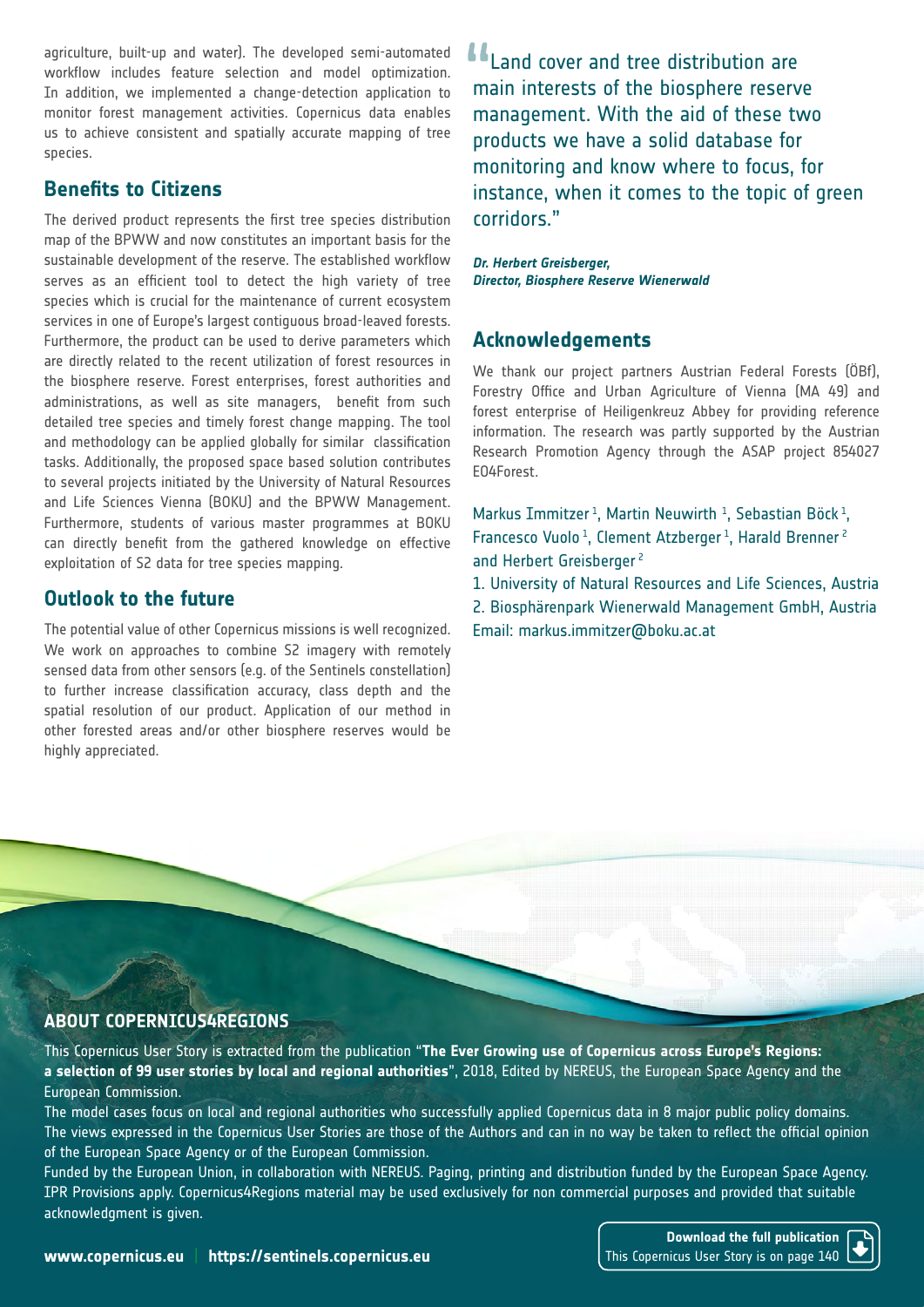agriculture, built-up and water). The developed semi-automated workflow includes feature selection and model optimization. In addition, we implemented a change-detection application to monitor forest management activities. Copernicus data enables us to achieve consistent and spatially accurate mapping of tree species.

## Benefits to Citizens

The derived product represents the first tree species distribution map of the BPWW and now constitutes an important basis for the sustainable development of the reserve. The established workflow serves as an efficient tool to detect the high variety of tree species which is crucial for the maintenance of current ecosystem services in one of Europe's largest contiguous broad-leaved forests. Furthermore, the product can be used to derive parameters which are directly related to the recent utilization of forest resources in the biosphere reserve. Forest enterprises, forest authorities and administrations, as well as site managers, benefit from such detailed tree species and timely forest change mapping. The tool and methodology can be applied globally for similar classification tasks. Additionally, the proposed space based solution contributes to several projects initiated by the University of Natural Resources and Life Sciences Vienna (BOKU) and the BPWW Management. Furthermore, students of various master programmes at BOKU can directly benefit from the gathered knowledge on effective exploitation of S2 data for tree species mapping.

## Outlook to the future

The potential value of other Copernicus missions is well recognized. We work on approaches to combine S2 imagery with remotely sensed data from other sensors (e.g. of the Sentinels constellation) to further increase classification accuracy, class depth and the spatial resolution of our product. Application of our method in other forested areas and/or other biosphere reserves would be highly appreciated.

> "Land cover and tree distribution are main interests of the biosphere reserve management. With the aid of these two products we have a solid database for monitoring and know where to focus, for instance, when it comes to the topic of green corridors."

***Dr. Herbert Greisberger,***
***Director, Biosphere Reserve Wienerwald***

## Acknowledgements

We thank our project partners Austrian Federal Forests (ÖBf), Forestry Office and Urban Agriculture of Vienna (MA 49) and forest enterprise of Heiligenkreuz Abbey for providing reference information. The research was partly supported by the Austrian Research Promotion Agency through the ASAP project 854027 EO4Forest.

Markus Immitzer [1], Martin Neuwirth [1], Sebastian Böck [1], Francesco Vuolo [1], Clement Atzberger [1], Harald Brenner [2] and Herbert Greisberger [2]

1. University of Natural Resources and Life Sciences, Austria
2. Biosphärenpark Wienerwald Management GmbH, Austria

Email: markus.immitzer@boku.ac.at

## ABOUT COPERNICUS4REGIONS

This Copernicus User Story is extracted from the publication "**The Ever Growing use of Copernicus across Europe's Regions: a selection of 99 user stories by local and regional authorities**", 2018, Edited by NEREUS, the European Space Agency and the European Commission.

The model cases focus on local and regional authorities who successfully applied Copernicus data in 8 major public policy domains. The views expressed in the Copernicus User Stories are those of the Authors and can in no way be taken to reflect the official opinion of the European Space Agency or of the European Commission.

Funded by the European Union, in collaboration with NEREUS. Paging, printing and distribution funded by the European Space Agency. IPR Provisions apply. Copernicus4Regions material may be used exclusively for non commercial purposes and provided that suitable acknowledgment is given.

**www.copernicus.eu** | **https://sentinels.copernicus.eu**

**Download the full publication**
This Copernicus User Story is on page 140